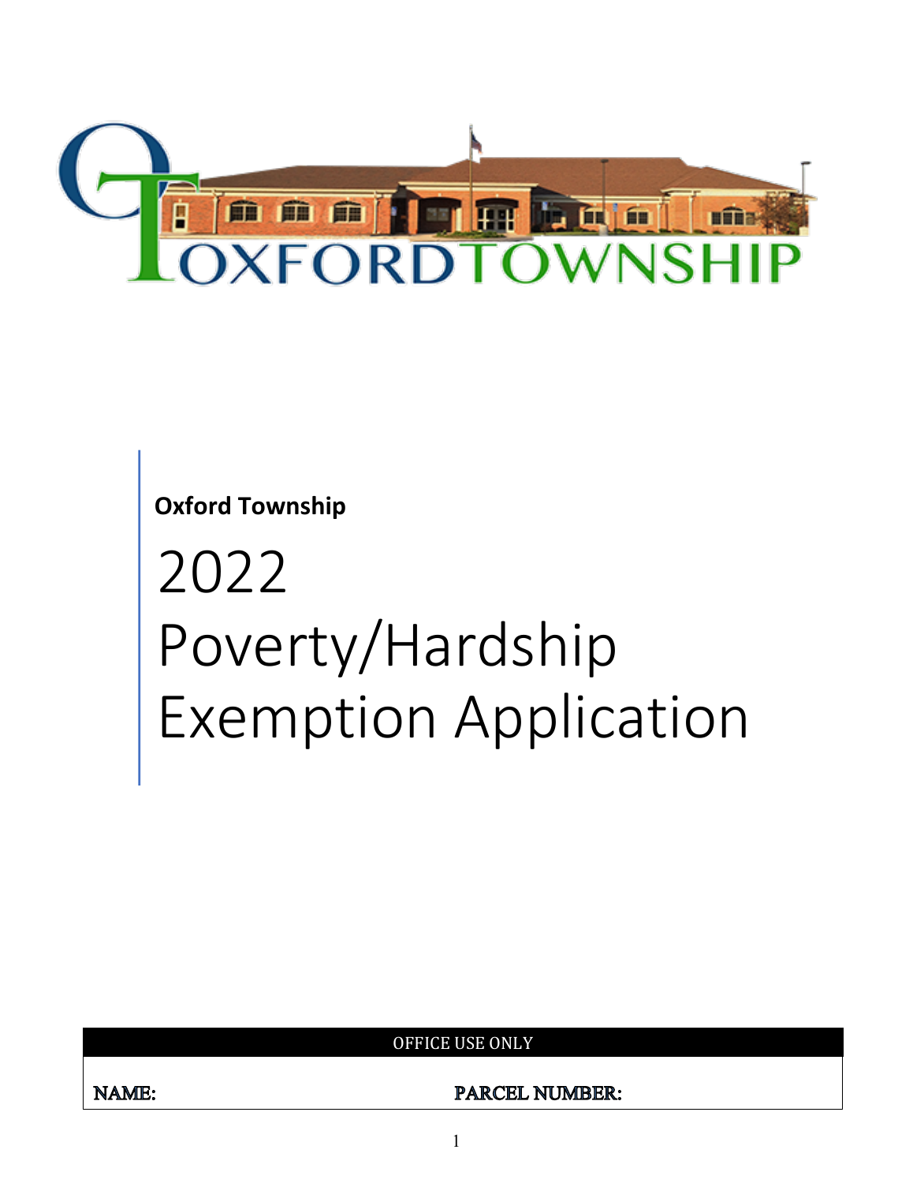OXFORD TOWNSHIP

**Oxford Township**

# 2022 Poverty/Hardship Exemption Application

| OFFICE USE ONLY | |
|---|---|
| **NAME:** | **PARCEL NUMBER:** |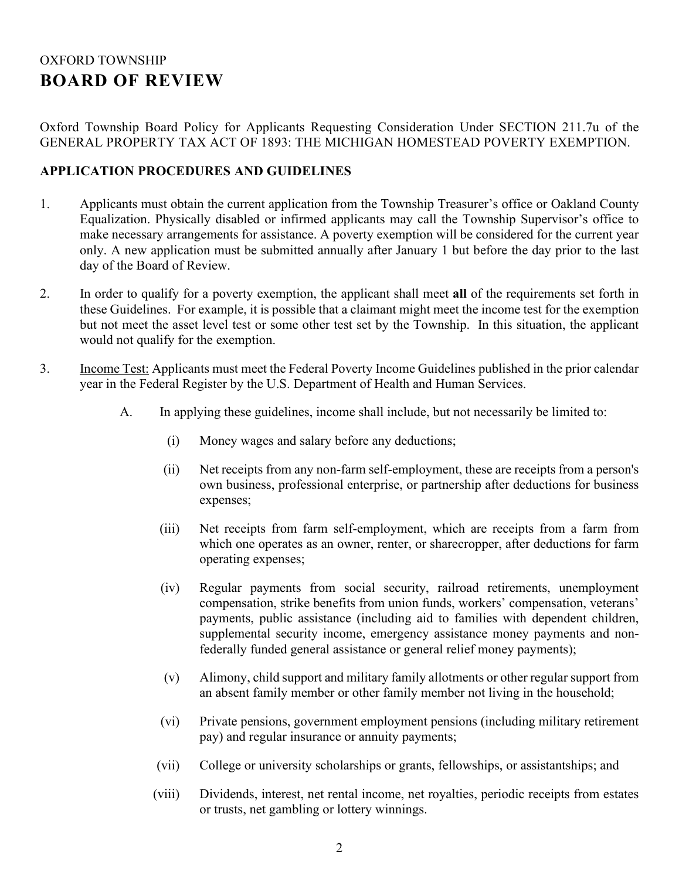OXFORD TOWNSHIP

# BOARD OF REVIEW

Oxford Township Board Policy for Applicants Requesting Consideration Under SECTION 211.7u of the GENERAL PROPERTY TAX ACT OF 1893: THE MICHIGAN HOMESTEAD POVERTY EXEMPTION.

**APPLICATION PROCEDURES AND GUIDELINES**

1. Applicants must obtain the current application from the Township Treasurer's office or Oakland County Equalization. Physically disabled or infirmed applicants may call the Township Supervisor's office to make necessary arrangements for assistance. A poverty exemption will be considered for the current year only. A new application must be submitted annually after January 1 but before the day prior to the last day of the Board of Review.

2. In order to qualify for a poverty exemption, the applicant shall meet **all** of the requirements set forth in these Guidelines. For example, it is possible that a claimant might meet the income test for the exemption but not meet the asset level test or some other test set by the Township. In this situation, the applicant would not qualify for the exemption.

3. Income Test: Applicants must meet the Federal Poverty Income Guidelines published in the prior calendar year in the Federal Register by the U.S. Department of Health and Human Services.

   A. In applying these guidelines, income shall include, but not necessarily be limited to:

      (i) Money wages and salary before any deductions;

      (ii) Net receipts from any non-farm self-employment, these are receipts from a person's own business, professional enterprise, or partnership after deductions for business expenses;

      (iii) Net receipts from farm self-employment, which are receipts from a farm from which one operates as an owner, renter, or sharecropper, after deductions for farm operating expenses;

      (iv) Regular payments from social security, railroad retirements, unemployment compensation, strike benefits from union funds, workers' compensation, veterans' payments, public assistance (including aid to families with dependent children, supplemental security income, emergency assistance money payments and non-federally funded general assistance or general relief money payments);

      (v) Alimony, child support and military family allotments or other regular support from an absent family member or other family member not living in the household;

      (vi) Private pensions, government employment pensions (including military retirement pay) and regular insurance or annuity payments;

      (vii) College or university scholarships or grants, fellowships, or assistantships; and

      (viii) Dividends, interest, net rental income, net royalties, periodic receipts from estates or trusts, net gambling or lottery winnings.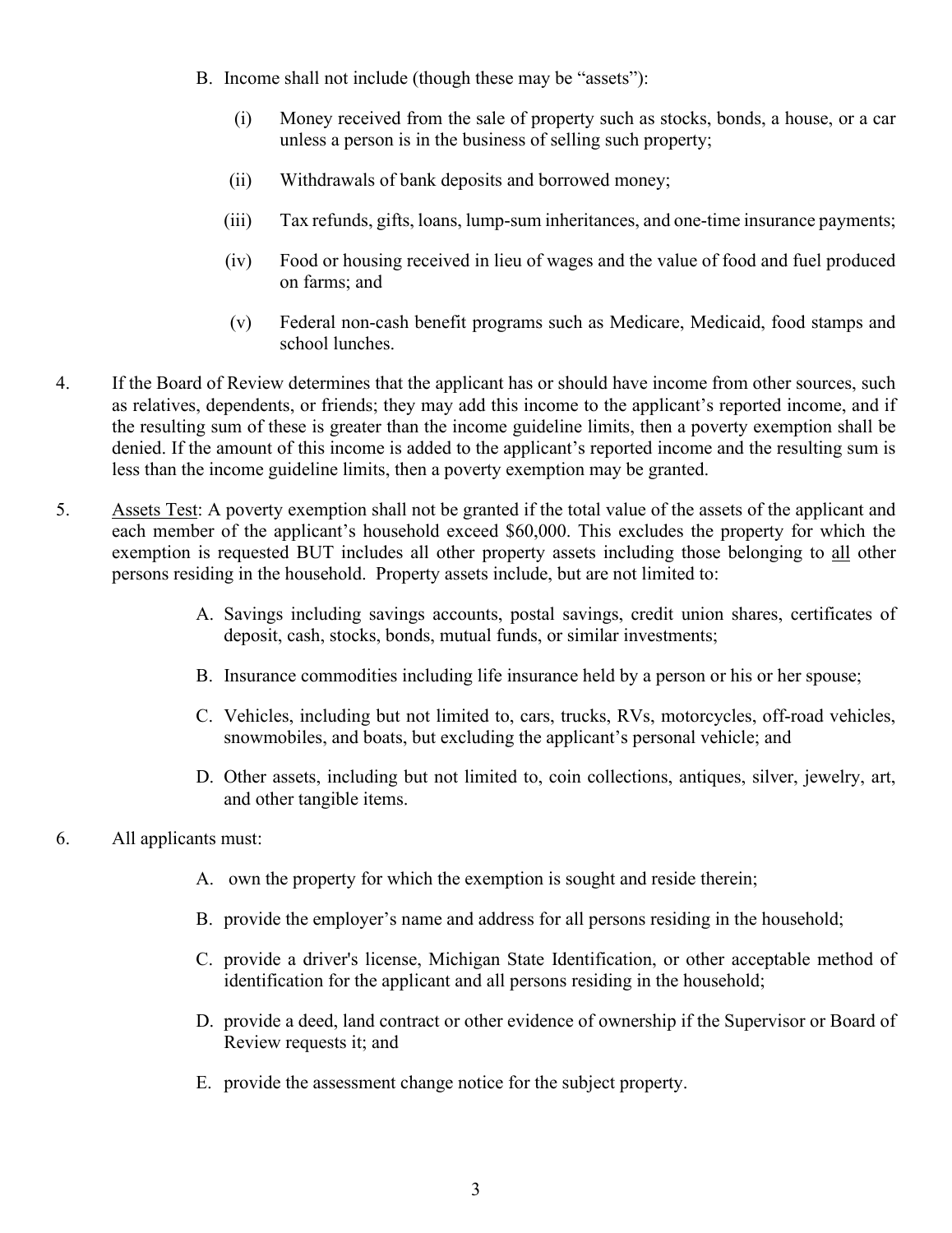B. Income shall not include (though these may be "assets"):

   (i) Money received from the sale of property such as stocks, bonds, a house, or a car unless a person is in the business of selling such property;

   (ii) Withdrawals of bank deposits and borrowed money;

   (iii) Tax refunds, gifts, loans, lump-sum inheritances, and one-time insurance payments;

   (iv) Food or housing received in lieu of wages and the value of food and fuel produced on farms; and

   (v) Federal non-cash benefit programs such as Medicare, Medicaid, food stamps and school lunches.

4. If the Board of Review determines that the applicant has or should have income from other sources, such as relatives, dependents, or friends; they may add this income to the applicant's reported income, and if the resulting sum of these is greater than the income guideline limits, then a poverty exemption shall be denied. If the amount of this income is added to the applicant's reported income and the resulting sum is less than the income guideline limits, then a poverty exemption may be granted.

5. <u>Assets Test</u>: A poverty exemption shall not be granted if the total value of the assets of the applicant and each member of the applicant's household exceed $60,000. This excludes the property for which the exemption is requested BUT includes all other property assets including those belonging to <u>all</u> other persons residing in the household. Property assets include, but are not limited to:

   A. Savings including savings accounts, postal savings, credit union shares, certificates of deposit, cash, stocks, bonds, mutual funds, or similar investments;

   B. Insurance commodities including life insurance held by a person or his or her spouse;

   C. Vehicles, including but not limited to, cars, trucks, RVs, motorcycles, off-road vehicles, snowmobiles, and boats, but excluding the applicant's personal vehicle; and

   D. Other assets, including but not limited to, coin collections, antiques, silver, jewelry, art, and other tangible items.

6. All applicants must:

   A. own the property for which the exemption is sought and reside therein;

   B. provide the employer's name and address for all persons residing in the household;

   C. provide a driver's license, Michigan State Identification, or other acceptable method of identification for the applicant and all persons residing in the household;

   D. provide a deed, land contract or other evidence of ownership if the Supervisor or Board of Review requests it; and

   E. provide the assessment change notice for the subject property.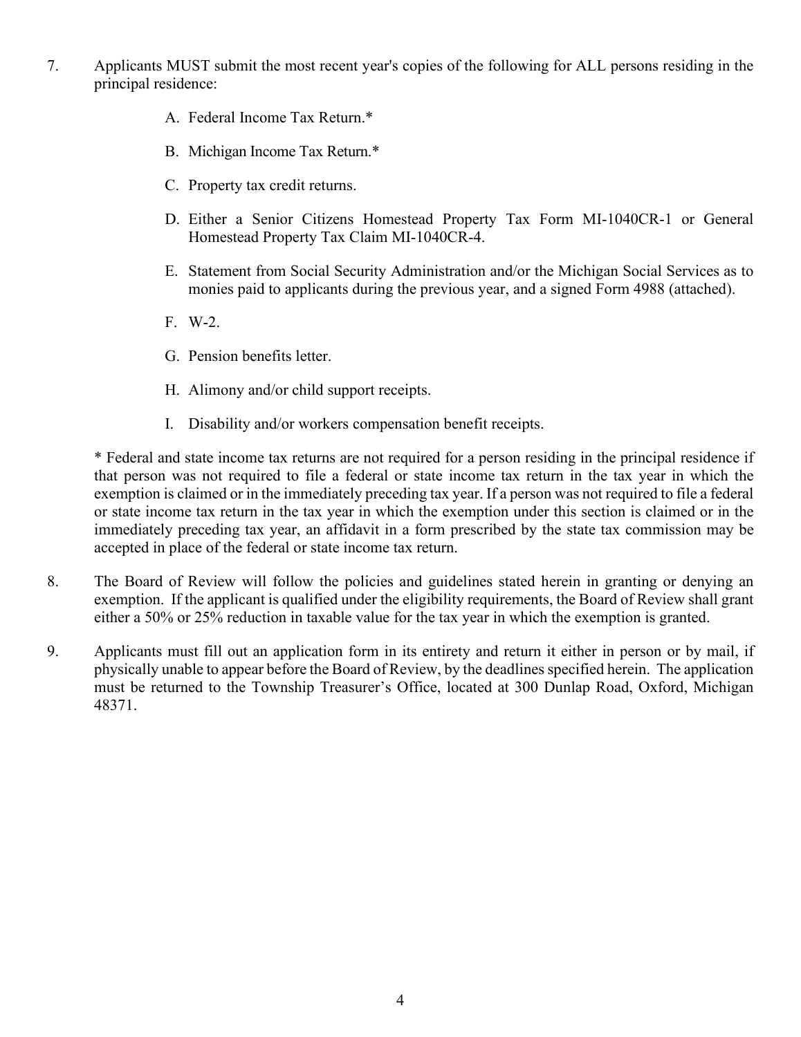7. Applicants MUST submit the most recent year's copies of the following for ALL persons residing in the principal residence:

   A. Federal Income Tax Return.*

   B. Michigan Income Tax Return.*

   C. Property tax credit returns.

   D. Either a Senior Citizens Homestead Property Tax Form MI-1040CR-1 or General Homestead Property Tax Claim MI-1040CR-4.

   E. Statement from Social Security Administration and/or the Michigan Social Services as to monies paid to applicants during the previous year, and a signed Form 4988 (attached).

   F. W-2.

   G. Pension benefits letter.

   H. Alimony and/or child support receipts.

   I. Disability and/or workers compensation benefit receipts.

   * Federal and state income tax returns are not required for a person residing in the principal residence if that person was not required to file a federal or state income tax return in the tax year in which the exemption is claimed or in the immediately preceding tax year. If a person was not required to file a federal or state income tax return in the tax year in which the exemption under this section is claimed or in the immediately preceding tax year, an affidavit in a form prescribed by the state tax commission may be accepted in place of the federal or state income tax return.

8. The Board of Review will follow the policies and guidelines stated herein in granting or denying an exemption. If the applicant is qualified under the eligibility requirements, the Board of Review shall grant either a 50% or 25% reduction in taxable value for the tax year in which the exemption is granted.

9. Applicants must fill out an application form in its entirety and return it either in person or by mail, if physically unable to appear before the Board of Review, by the deadlines specified herein. The application must be returned to the Township Treasurer's Office, located at 300 Dunlap Road, Oxford, Michigan 48371.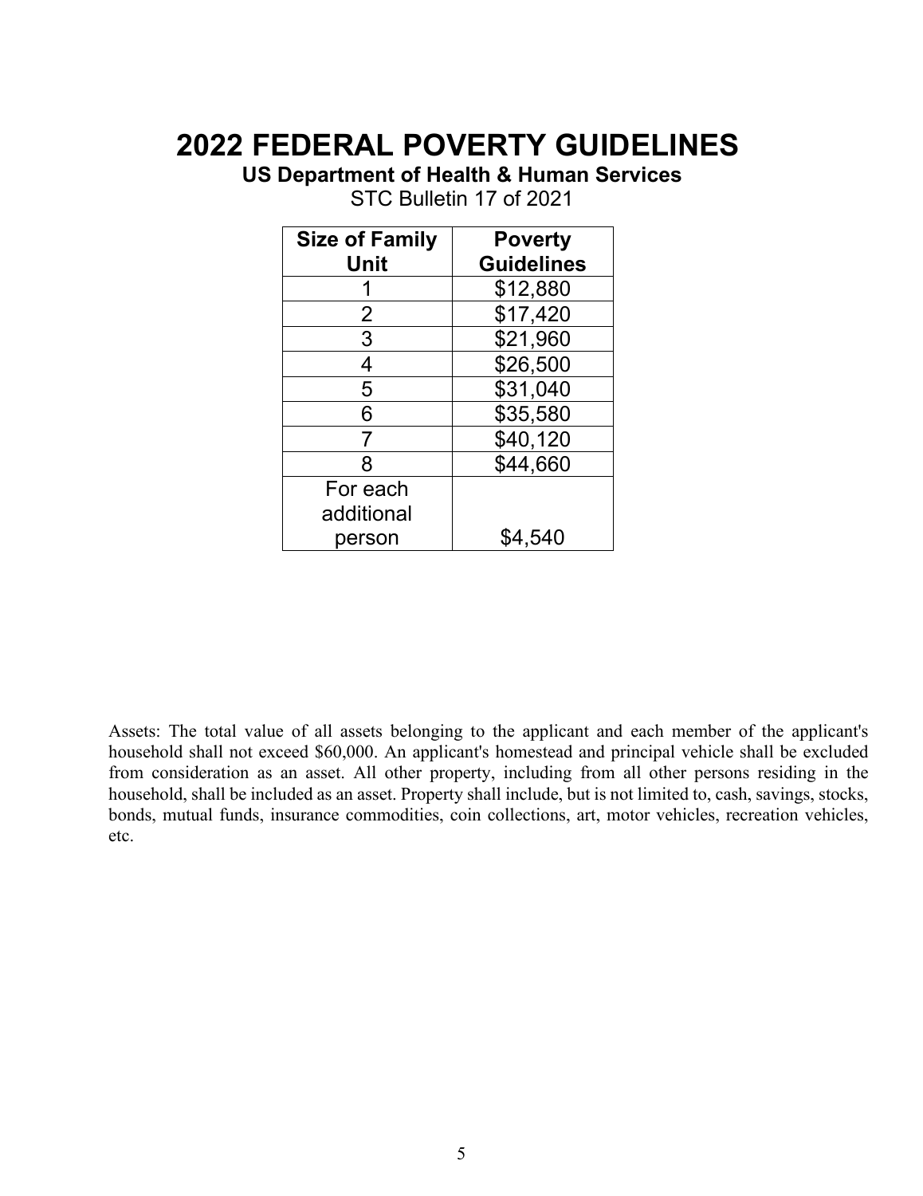# 2022 FEDERAL POVERTY GUIDELINES

**US Department of Health & Human Services**

STC Bulletin 17 of 2021

| Size of Family Unit | Poverty Guidelines |
|---|---|
| 1 | $12,880 |
| 2 | $17,420 |
| 3 | $21,960 |
| 4 | $26,500 |
| 5 | $31,040 |
| 6 | $35,580 |
| 7 | $40,120 |
| 8 | $44,660 |
| For each additional person | $4,540 |

Assets: The total value of all assets belonging to the applicant and each member of the applicant's household shall not exceed $60,000. An applicant's homestead and principal vehicle shall be excluded from consideration as an asset. All other property, including from all other persons residing in the household, shall be included as an asset. Property shall include, but is not limited to, cash, savings, stocks, bonds, mutual funds, insurance commodities, coin collections, art, motor vehicles, recreation vehicles, etc.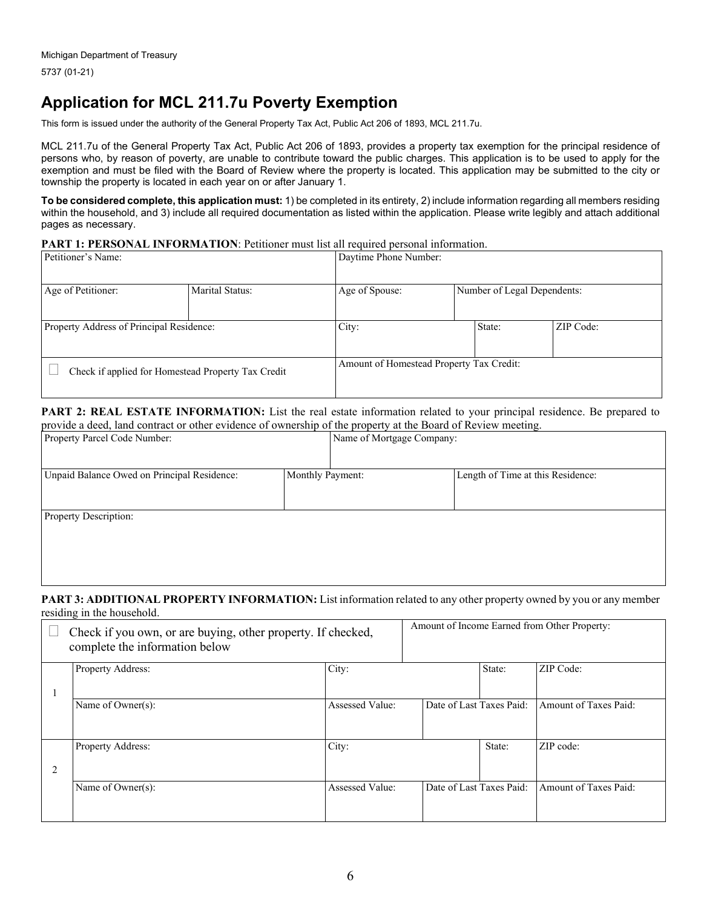Michigan Department of Treasury
5737 (01-21)

# Application for MCL 211.7u Poverty Exemption

This form is issued under the authority of the General Property Tax Act, Public Act 206 of 1893, MCL 211.7u.

MCL 211.7u of the General Property Tax Act, Public Act 206 of 1893, provides a property tax exemption for the principal residence of persons who, by reason of poverty, are unable to contribute toward the public charges. This application is to be used to apply for the exemption and must be filed with the Board of Review where the property is located. This application may be submitted to the city or township the property is located in each year on or after January 1.

**To be considered complete, this application must:** 1) be completed in its entirety, 2) include information regarding all members residing within the household, and 3) include all required documentation as listed within the application. Please write legibly and attach additional pages as necessary.

**PART 1: PERSONAL INFORMATION**: Petitioner must list all required personal information.

| Petitioner's Name: | | Daytime Phone Number: | | |
|---|---|---|---|---|
| Age of Petitioner: | Marital Status: | Age of Spouse: | Number of Legal Dependents: | |
| Property Address of Principal Residence: | | City: | State: | ZIP Code: |
| ☐ Check if applied for Homestead Property Tax Credit | | Amount of Homestead Property Tax Credit: | | |

**PART 2: REAL ESTATE INFORMATION:** List the real estate information related to your principal residence. Be prepared to provide a deed, land contract or other evidence of ownership of the property at the Board of Review meeting.

| Property Parcel Code Number: | Name of Mortgage Company: | |
|---|---|---|
| Unpaid Balance Owed on Principal Residence: | Monthly Payment: | Length of Time at this Residence: |
| Property Description: | | |

**PART 3: ADDITIONAL PROPERTY INFORMATION:** List information related to any other property owned by you or any member residing in the household.

| ☐ Check if you own, or are buying, other property. If checked, complete the information below | | | Amount of Income Earned from Other Property: | |
|---|---|---|---|---|
| 1 | Property Address: | City: | State: | ZIP Code: |
| | Name of Owner(s): | Assessed Value: | Date of Last Taxes Paid: | Amount of Taxes Paid: |
| 2 | Property Address: | City: | State: | ZIP code: |
| | Name of Owner(s): | Assessed Value: | Date of Last Taxes Paid: | Amount of Taxes Paid: |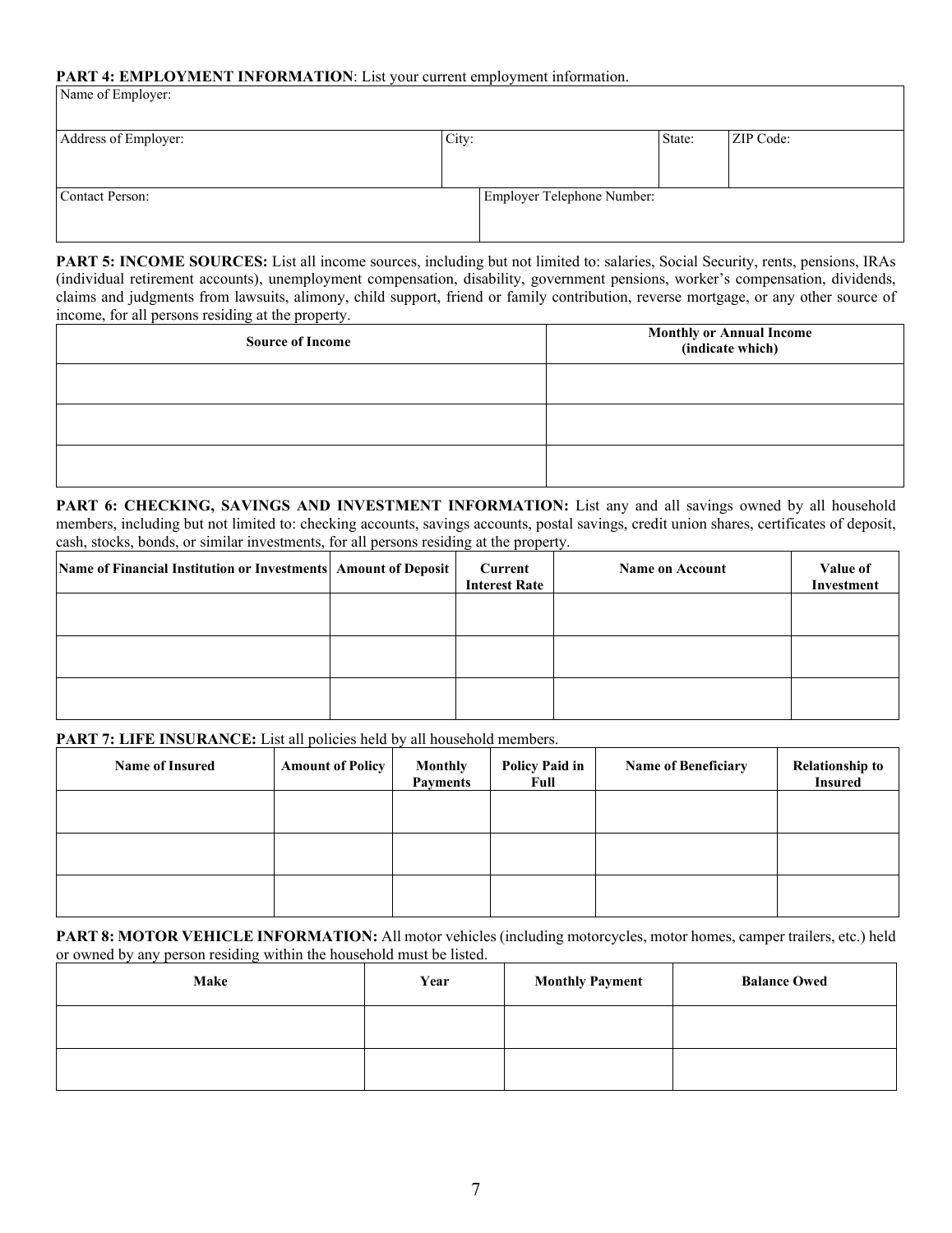**PART 4: EMPLOYMENT INFORMATION**: List your current employment information.

| Name of Employer: | | | |
|---|---|---|---|
| **Address of Employer:** | **City:** | **State:** | **ZIP Code:** |
| | | | |

| Contact Person: | Employer Telephone Number: |
|---|---|
| | |

**PART 5: INCOME SOURCES:** List all income sources, including but not limited to: salaries, Social Security, rents, pensions, IRAs (individual retirement accounts), unemployment compensation, disability, government pensions, worker's compensation, dividends, claims and judgments from lawsuits, alimony, child support, friend or family contribution, reverse mortgage, or any other source of income, for all persons residing at the property.

| Source of Income | Monthly or Annual Income (indicate which) |
|---|---|
| | |
| | |
| | |

**PART 6: CHECKING, SAVINGS AND INVESTMENT INFORMATION:** List any and all savings owned by all household members, including but not limited to: checking accounts, savings accounts, postal savings, credit union shares, certificates of deposit, cash, stocks, bonds, or similar investments, for all persons residing at the property.

| Name of Financial Institution or Investments | Amount of Deposit | Current Interest Rate | Name on Account | Value of Investment |
|---|---|---|---|---|
| | | | | |
| | | | | |
| | | | | |

**PART 7: LIFE INSURANCE:** List all policies held by all household members.

| Name of Insured | Amount of Policy | Monthly Payments | Policy Paid in Full | Name of Beneficiary | Relationship to Insured |
|---|---|---|---|---|---|
| | | | | | |
| | | | | | |
| | | | | | |

**PART 8: MOTOR VEHICLE INFORMATION:** All motor vehicles (including motorcycles, motor homes, camper trailers, etc.) held or owned by any person residing within the household must be listed.

| Make | Year | Monthly Payment | Balance Owed |
|---|---|---|---|
| | | | |
| | | | |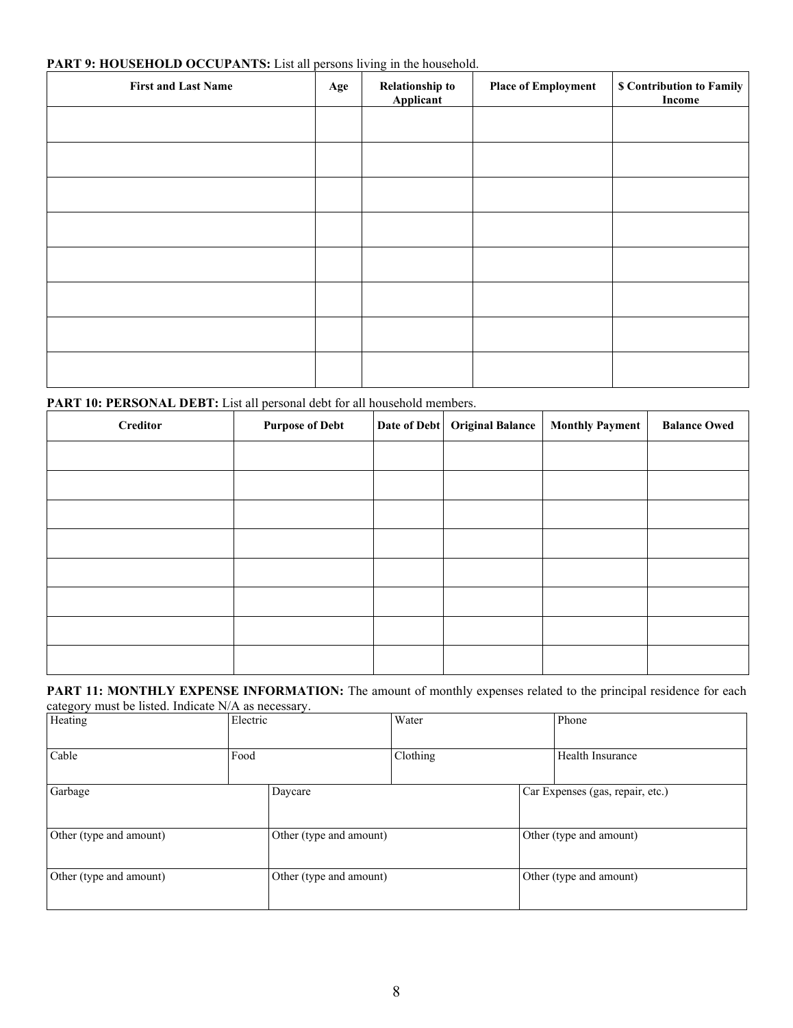**PART 9: HOUSEHOLD OCCUPANTS:** List all persons living in the household.

| First and Last Name | Age | Relationship to Applicant | Place of Employment | $ Contribution to Family Income |
|---|---|---|---|---|
| | | | | |
| | | | | |
| | | | | |
| | | | | |
| | | | | |
| | | | | |
| | | | | |
| | | | | |

**PART 10: PERSONAL DEBT:** List all personal debt for all household members.

| Creditor | Purpose of Debt | Date of Debt | Original Balance | Monthly Payment | Balance Owed |
|---|---|---|---|---|---|
| | | | | | |
| | | | | | |
| | | | | | |
| | | | | | |
| | | | | | |
| | | | | | |
| | | | | | |
| | | | | | |

**PART 11: MONTHLY EXPENSE INFORMATION:** The amount of monthly expenses related to the principal residence for each category must be listed. Indicate N/A as necessary.

| | | | |
|---|---|---|---|
| Heating | Electric | Water | Phone |
| Cable | Food | Clothing | Health Insurance |

| | | |
|---|---|---|
| Garbage | Daycare | Car Expenses (gas, repair, etc.) |
| Other (type and amount) | Other (type and amount) | Other (type and amount) |
| Other (type and amount) | Other (type and amount) | Other (type and amount) |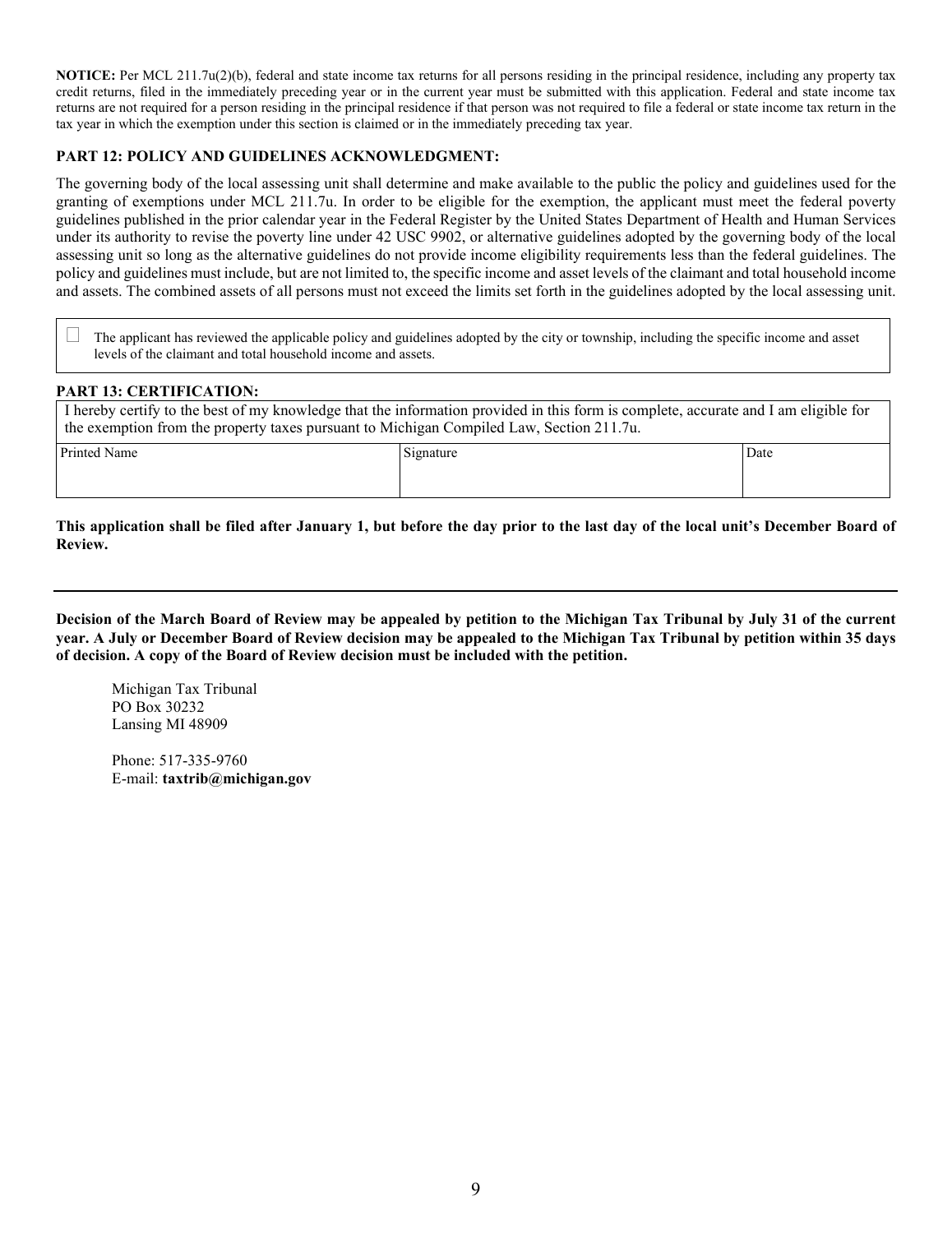**NOTICE:** Per MCL 211.7u(2)(b), federal and state income tax returns for all persons residing in the principal residence, including any property tax credit returns, filed in the immediately preceding year or in the current year must be submitted with this application. Federal and state income tax returns are not required for a person residing in the principal residence if that person was not required to file a federal or state income tax return in the tax year in which the exemption under this section is claimed or in the immediately preceding tax year.

### PART 12: POLICY AND GUIDELINES ACKNOWLEDGMENT:

The governing body of the local assessing unit shall determine and make available to the public the policy and guidelines used for the granting of exemptions under MCL 211.7u. In order to be eligible for the exemption, the applicant must meet the federal poverty guidelines published in the prior calendar year in the Federal Register by the United States Department of Health and Human Services under its authority to revise the poverty line under 42 USC 9902, or alternative guidelines adopted by the governing body of the local assessing unit so long as the alternative guidelines do not provide income eligibility requirements less than the federal guidelines. The policy and guidelines must include, but are not limited to, the specific income and asset levels of the claimant and total household income and assets. The combined assets of all persons must not exceed the limits set forth in the guidelines adopted by the local assessing unit.

☐ The applicant has reviewed the applicable policy and guidelines adopted by the city or township, including the specific income and asset levels of the claimant and total household income and assets.

### PART 13: CERTIFICATION:

I hereby certify to the best of my knowledge that the information provided in this form is complete, accurate and I am eligible for the exemption from the property taxes pursuant to Michigan Compiled Law, Section 211.7u.

| Printed Name | Signature | Date |
|---|---|---|
| | | |

**This application shall be filed after January 1, but before the day prior to the last day of the local unit's December Board of Review.**

---

**Decision of the March Board of Review may be appealed by petition to the Michigan Tax Tribunal by July 31 of the current year. A July or December Board of Review decision may be appealed to the Michigan Tax Tribunal by petition within 35 days of decision. A copy of the Board of Review decision must be included with the petition.**

Michigan Tax Tribunal
PO Box 30232
Lansing MI 48909

Phone: 517-335-9760
E-mail: **taxtrib@michigan.gov**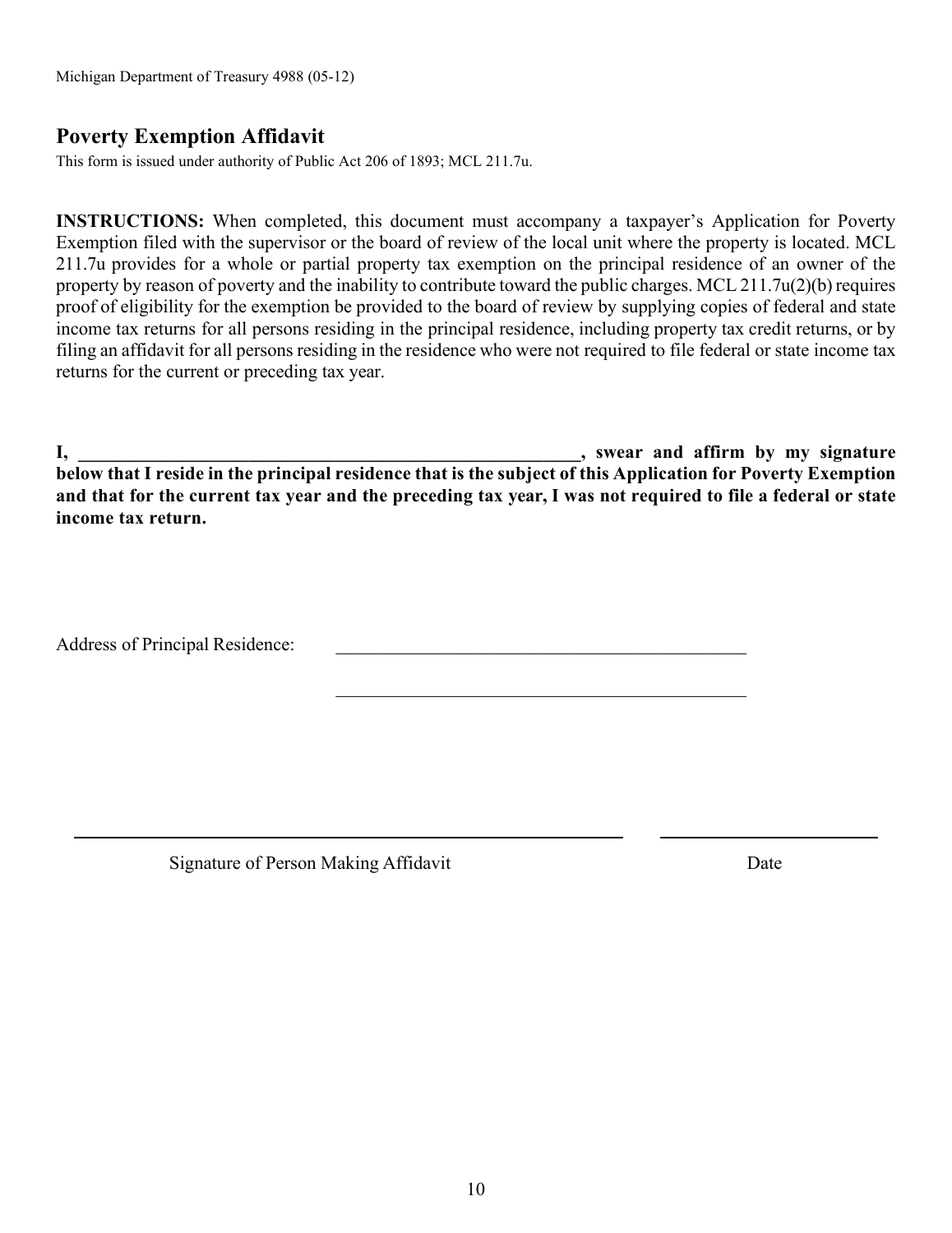Michigan Department of Treasury 4988 (05-12)

## Poverty Exemption Affidavit

This form is issued under authority of Public Act 206 of 1893; MCL 211.7u.

**INSTRUCTIONS:** When completed, this document must accompany a taxpayer's Application for Poverty Exemption filed with the supervisor or the board of review of the local unit where the property is located. MCL 211.7u provides for a whole or partial property tax exemption on the principal residence of an owner of the property by reason of poverty and the inability to contribute toward the public charges. MCL 211.7u(2)(b) requires proof of eligibility for the exemption be provided to the board of review by supplying copies of federal and state income tax returns for all persons residing in the principal residence, including property tax credit returns, or by filing an affidavit for all persons residing in the residence who were not required to file federal or state income tax returns for the current or preceding tax year.

**I, ________________________________________________________, swear and affirm by my signature below that I reside in the principal residence that is the subject of this Application for Poverty Exemption and that for the current tax year and the preceding tax year, I was not required to file a federal or state income tax return.**

Address of Principal Residence: ____________________________________________

____________________________________________

____________________________________________ ________________________

Signature of Person Making Affidavit Date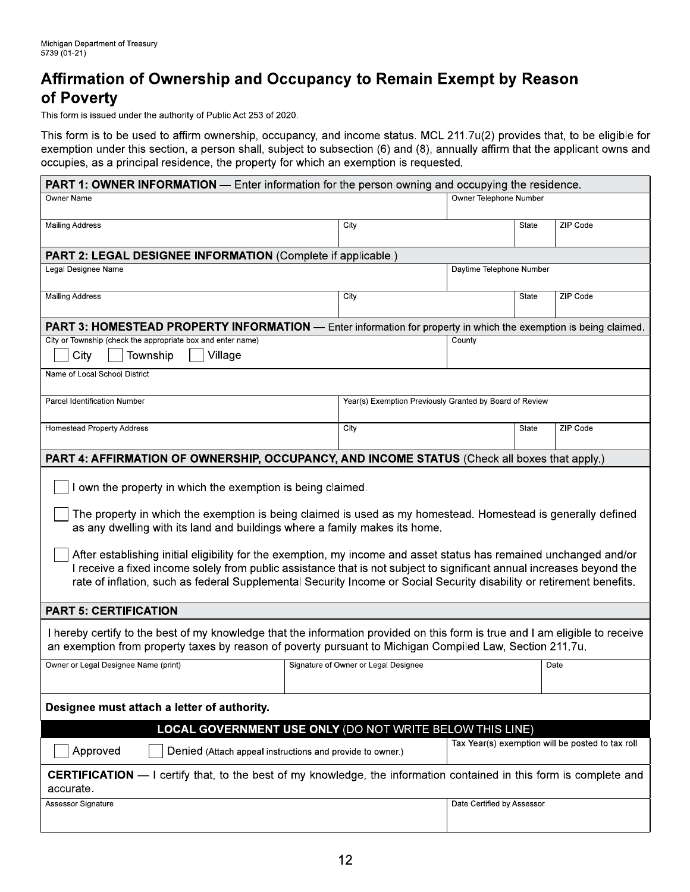Michigan Department of Treasury
5739 (01-21)

# Affirmation of Ownership and Occupancy to Remain Exempt by Reason of Poverty

This form is issued under the authority of Public Act 253 of 2020.

This form is to be used to affirm ownership, occupancy, and income status. MCL 211.7u(2) provides that, to be eligible for exemption under this section, a person shall, subject to subsection (6) and (8), annually affirm that the applicant owns and occupies, as a principal residence, the property for which an exemption is requested.

**PART 1: OWNER INFORMATION** — Enter information for the person owning and occupying the residence.

| Owner Name | | Owner Telephone Number | |
|---|---|---|---|
| | | | |
| **Mailing Address** | **City** | **State** | **ZIP Code** |
| | | | |

**PART 2: LEGAL DESIGNEE INFORMATION** (Complete if applicable.)

| Legal Designee Name | | Daytime Telephone Number | |
|---|---|---|---|
| | | | |
| **Mailing Address** | **City** | **State** | **ZIP Code** |
| | | | |

**PART 3: HOMESTEAD PROPERTY INFORMATION** — Enter information for property in which the exemption is being claimed.

| City or Township (check the appropriate box and enter name) | | County | |
|---|---|---|---|
| ☐ City ☐ Township ☐ Village | | | |
| **Name of Local School District** | | | |
| | | | |
| **Parcel Identification Number** | **Year(s) Exemption Previously Granted by Board of Review** | | |
| | | | |
| **Homestead Property Address** | **City** | **State** | **ZIP Code** |
| | | | |

**PART 4: AFFIRMATION OF OWNERSHIP, OCCUPANCY, AND INCOME STATUS** (Check all boxes that apply.)

☐ I own the property in which the exemption is being claimed.

☐ The property in which the exemption is being claimed is used as my homestead. Homestead is generally defined as any dwelling with its land and buildings where a family makes its home.

☐ After establishing initial eligibility for the exemption, my income and asset status has remained unchanged and/or I receive a fixed income solely from public assistance that is not subject to significant annual increases beyond the rate of inflation, such as federal Supplemental Security Income or Social Security disability or retirement benefits.

**PART 5: CERTIFICATION**

I hereby certify to the best of my knowledge that the information provided on this form is true and I am eligible to receive an exemption from property taxes by reason of poverty pursuant to Michigan Compiled Law, Section 211.7u.

| Owner or Legal Designee Name (print) | Signature of Owner or Legal Designee | Date |
|---|---|---|
| | | |

**Designee must attach a letter of authority.**

**LOCAL GOVERNMENT USE ONLY** (DO NOT WRITE BELOW THIS LINE)

| ☐ Approved ☐ Denied (Attach appeal instructions and provide to owner.) | Tax Year(s) exemption will be posted to tax roll |
|---|---|
| | |

**CERTIFICATION** — I certify that, to the best of my knowledge, the information contained in this form is complete and accurate.

| Assessor Signature | Date Certified by Assessor |
|---|---|
| | |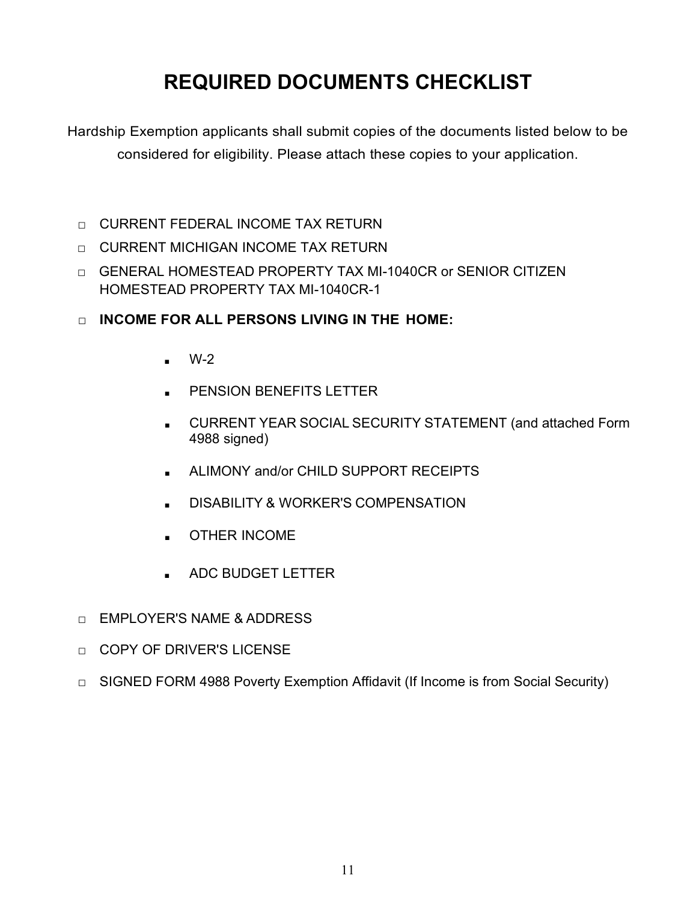# REQUIRED DOCUMENTS CHECKLIST

Hardship Exemption applicants shall submit copies of the documents listed below to be considered for eligibility. Please attach these copies to your application.

- □ CURRENT FEDERAL INCOME TAX RETURN
- □ CURRENT MICHIGAN INCOME TAX RETURN
- □ GENERAL HOMESTEAD PROPERTY TAX MI-1040CR or SENIOR CITIZEN HOMESTEAD PROPERTY TAX MI-1040CR-1
- □ **INCOME FOR ALL PERSONS LIVING IN THE HOME:**
  - W-2
  - PENSION BENEFITS LETTER
  - CURRENT YEAR SOCIAL SECURITY STATEMENT (and attached Form 4988 signed)
  - ALIMONY and/or CHILD SUPPORT RECEIPTS
  - DISABILITY & WORKER'S COMPENSATION
  - OTHER INCOME
  - ADC BUDGET LETTER
- □ EMPLOYER'S NAME & ADDRESS
- □ COPY OF DRIVER'S LICENSE
- □ SIGNED FORM 4988 Poverty Exemption Affidavit (If Income is from Social Security)